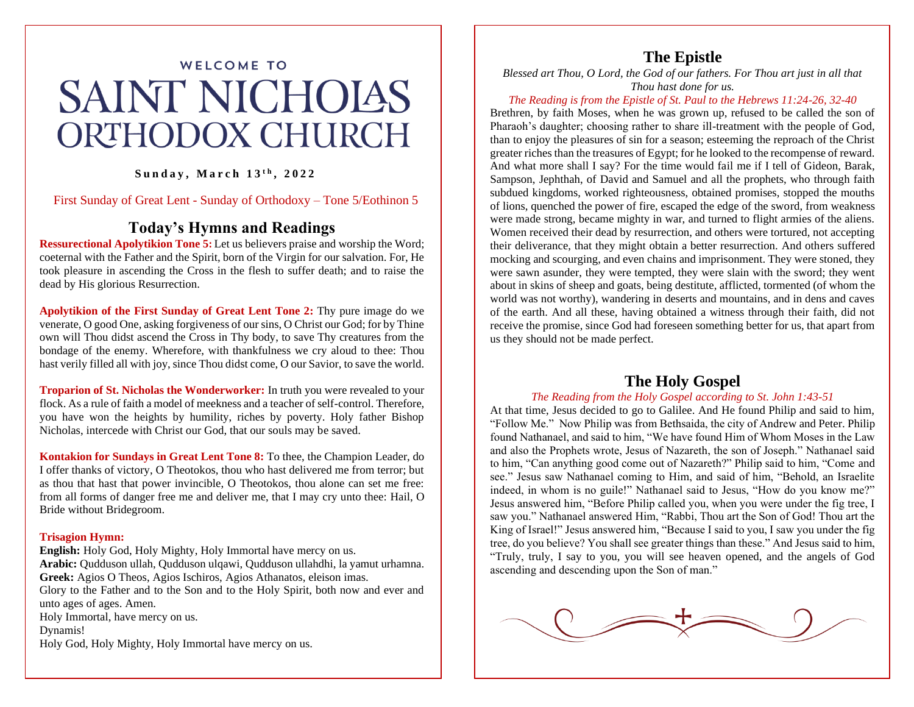WELCOME TO

# SAINT NICHOLAS ORTHODOX CHURCH

**Sunday, March 13th, 2022**

First Sunday of Great Lent - Sunday of Orthodoxy – Tone 5/Eothinon 5

## Today's Hymns and Readings

**Ressurectional Apolytikion Tone 5:** Let us believers praise and worship the Word; coeternal with the Father and the Spirit, born of the Virgin for our salvation. For, He took pleasure in ascending the Cross in the flesh to suffer death; and to raise the dead by His glorious Resurrection.

**Apolytikion of the First Sunday of Great Lent Tone 2:** Thy pure image do we venerate, O good One, asking forgiveness of our sins, O Christ our God; for by Thine own will Thou didst ascend the Cross in Thy body, to save Thy creatures from the bondage of the enemy. Wherefore, with thankfulness we cry aloud to thee: Thou hast verily filled all with joy, since Thou didst come, O our Savior, to save the world.

**Troparion of St. Nicholas the Wonderworker:** In truth you were revealed to your flock. As a rule of faith a model of meekness and a teacher of self-control. Therefore, you have won the heights by humility, riches by poverty. Holy father Bishop Nicholas, intercede with Christ our God, that our souls may be saved.

**Kontakion for Sundays in Great Lent Tone 8:** To thee, the Champion Leader, do I offer thanks of victory, O Theotokos, thou who hast delivered me from terror; but as thou that hast that power invincible, O Theotokos, thou alone can set me free: from all forms of danger free me and deliver me, that I may cry unto thee: Hail, O Bride without Bridegroom.

**Trisagion Hymn:**
**English:** Holy God, Holy Mighty, Holy Immortal have mercy on us.
**Arabic:** Qudduson ullah, Qudduson ulqawi, Qudduson ullahdhi, la yamut urhamna.
**Greek:** Agios O Theos, Agios Ischiros, Agios Athanatos, eleison imas.
Glory to the Father and to the Son and to the Holy Spirit, both now and ever and unto ages of ages. Amen.
Holy Immortal, have mercy on us.
Dynamis!
Holy God, Holy Mighty, Holy Immortal have mercy on us.

## The Epistle

*Blessed art Thou, O Lord, the God of our fathers. For Thou art just in all that Thou hast done for us.*

*The Reading is from the Epistle of St. Paul to the Hebrews 11:24-26, 32-40*

Brethren, by faith Moses, when he was grown up, refused to be called the son of Pharaoh's daughter; choosing rather to share ill-treatment with the people of God, than to enjoy the pleasures of sin for a season; esteeming the reproach of the Christ greater riches than the treasures of Egypt; for he looked to the recompense of reward. And what more shall I say? For the time would fail me if I tell of Gideon, Barak, Sampson, Jephthah, of David and Samuel and all the prophets, who through faith subdued kingdoms, worked righteousness, obtained promises, stopped the mouths of lions, quenched the power of fire, escaped the edge of the sword, from weakness were made strong, became mighty in war, and turned to flight armies of the aliens. Women received their dead by resurrection, and others were tortured, not accepting their deliverance, that they might obtain a better resurrection. And others suffered mocking and scourging, and even chains and imprisonment. They were stoned, they were sawn asunder, they were tempted, they were slain with the sword; they went about in skins of sheep and goats, being destitute, afflicted, tormented (of whom the world was not worthy), wandering in deserts and mountains, and in dens and caves of the earth. And all these, having obtained a witness through their faith, did not receive the promise, since God had foreseen something better for us, that apart from us they should not be made perfect.

## The Holy Gospel

*The Reading from the Holy Gospel according to St. John 1:43-51*

At that time, Jesus decided to go to Galilee. And He found Philip and said to him, "Follow Me." Now Philip was from Bethsaida, the city of Andrew and Peter. Philip found Nathanael, and said to him, "We have found Him of Whom Moses in the Law and also the Prophets wrote, Jesus of Nazareth, the son of Joseph." Nathanael said to him, "Can anything good come out of Nazareth?" Philip said to him, "Come and see." Jesus saw Nathanael coming to Him, and said of him, "Behold, an Israelite indeed, in whom is no guile!" Nathanael said to Jesus, "How do you know me?" Jesus answered him, "Before Philip called you, when you were under the fig tree, I saw you." Nathanael answered Him, "Rabbi, Thou art the Son of God! Thou art the King of Israel!" Jesus answered him, "Because I said to you, I saw you under the fig tree, do you believe? You shall see greater things than these." And Jesus said to him, "Truly, truly, I say to you, you will see heaven opened, and the angels of God ascending and descending upon the Son of man."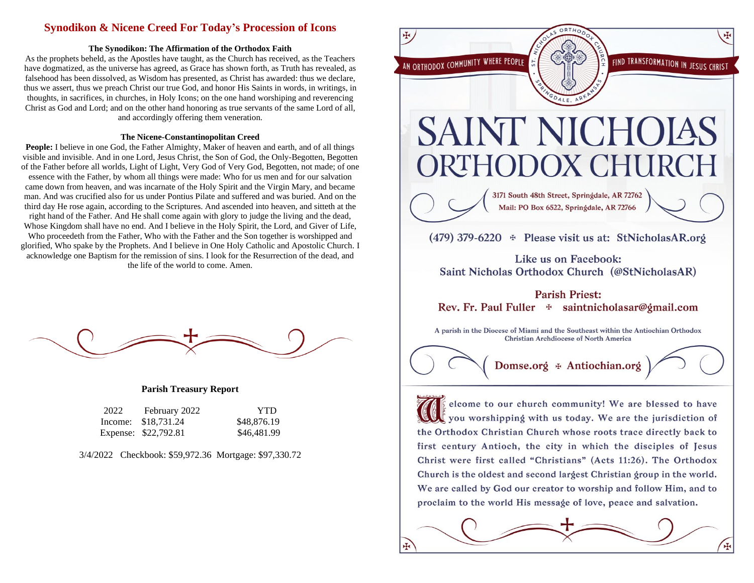## Synodikon & Nicene Creed For Today's Procession of Icons

**The Synodikon: The Affirmation of the Orthodox Faith**

As the prophets beheld, as the Apostles have taught, as the Church has received, as the Teachers have dogmatized, as the universe has agreed, as Grace has shown forth, as Truth has revealed, as falsehood has been dissolved, as Wisdom has presented, as Christ has awarded: thus we declare, thus we assert, thus we preach Christ our true God, and honor His Saints in words, in writings, in thoughts, in sacrifices, in churches, in Holy Icons; on the one hand worshiping and reverencing Christ as God and Lord; and on the other hand honoring as true servants of the same Lord of all, and accordingly offering them veneration.

**The Nicene-Constantinopolitan Creed**

**People:** I believe in one God, the Father Almighty, Maker of heaven and earth, and of all things visible and invisible. And in one Lord, Jesus Christ, the Son of God, the Only-Begotten, Begotten of the Father before all worlds, Light of Light, Very God of Very God, Begotten, not made; of one essence with the Father, by whom all things were made: Who for us men and for our salvation came down from heaven, and was incarnate of the Holy Spirit and the Virgin Mary, and became man. And was crucified also for us under Pontius Pilate and suffered and was buried. And on the third day He rose again, according to the Scriptures. And ascended into heaven, and sitteth at the right hand of the Father. And He shall come again with glory to judge the living and the dead, Whose Kingdom shall have no end. And I believe in the Holy Spirit, the Lord, and Giver of Life, Who proceedeth from the Father, Who with the Father and the Son together is worshipped and glorified, Who spake by the Prophets. And I believe in One Holy Catholic and Apostolic Church. I acknowledge one Baptism for the remission of sins. I look for the Resurrection of the dead, and the life of the world to come. Amen.

**Parish Treasury Report**

| 2022 | February 2022 | YTD |
|---|---|---|
| Income: | $18,731.24 | $48,876.19 |
| Expense: | $22,792.81 | $46,481.99 |

3/4/2022 Checkbook: $59,972.36 Mortgage: $97,330.72

AN ORTHODOX COMMUNITY WHERE PEOPLE FIND TRANSFORMATION IN JESUS CHRIST

ST. NICHOLAS ORTHODOX CHURCH · SPRINGDALE, ARKANSAS

# SAINT NICHOLAS ORTHODOX CHURCH

3171 South 48th Street, Springdale, AR 72762
Mail: PO Box 6522, Springdale, AR 72766

(479) 379-6220 ✠ Please visit us at: StNicholasAR.org

Like us on Facebook:
Saint Nicholas Orthodox Church (@StNicholasAR)

Parish Priest:
Rev. Fr. Paul Fuller ✠ saintnicholasar@gmail.com

A parish in the Diocese of Miami and the Southeast within the Antiochian Orthodox Christian Archdiocese of North America

Domse.org ✠ Antiochian.org

Welcome to our church community! We are blessed to have you worshipping with us today. We are the jurisdiction of the Orthodox Christian Church whose roots trace directly back to first century Antioch, the city in which the disciples of Jesus Christ were first called "Christians" (Acts 11:26). The Orthodox Church is the oldest and second largest Christian group in the world. We are called by God our creator to worship and follow Him, and to proclaim to the world His message of love, peace and salvation.